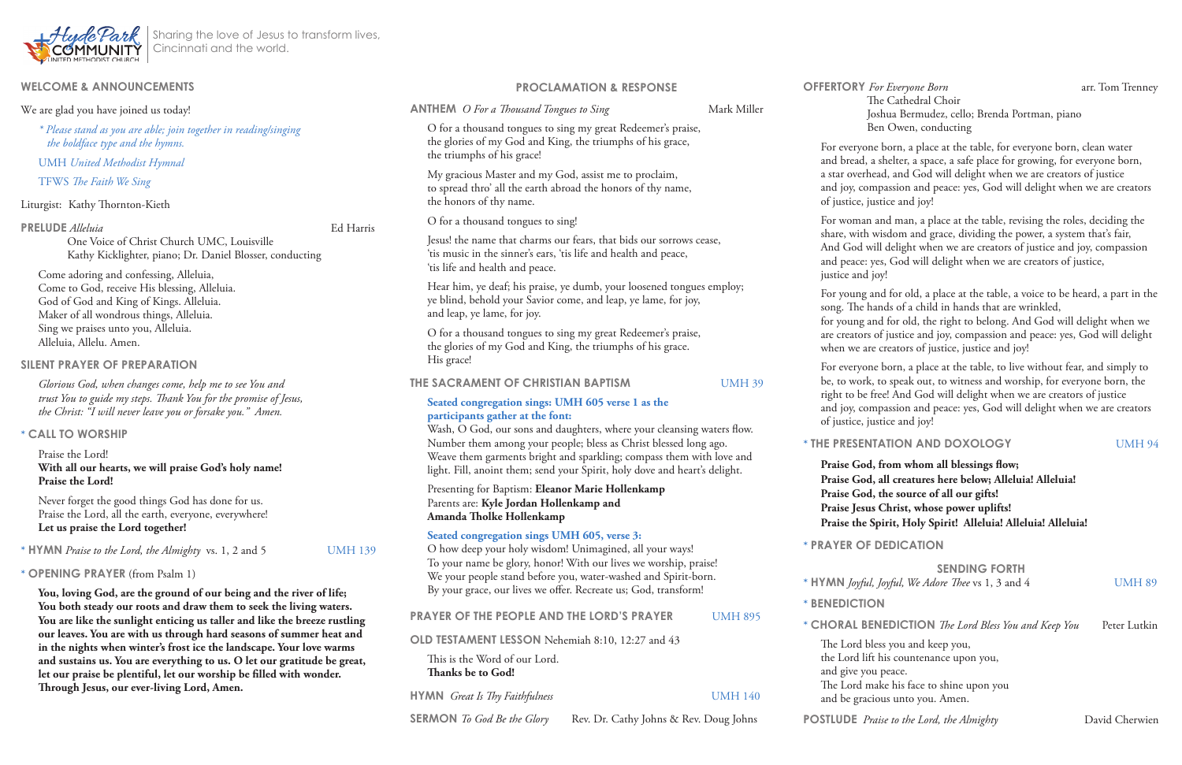Sharing the love of Jesus to transform lives, Cincinnati and the world.

## WELCOME & ANNOUNCEMENTS

We are glad you have joined us today!

*\* Please stand as you are able; join together in reading/singing the boldface type and the hymns.*

UMH *United Methodist Hymnal*

TFWS *The Faith We Sing*

Liturgist: Kathy Thornton-Kieth

**PRELUDE** *Alleluia* — Ed Harris

One Voice of Christ Church UMC, Louisville
Kathy Kicklighter, piano; Dr. Daniel Blosser, conducting

Come adoring and confessing, Alleluia,
Come to God, receive His blessing, Alleluia.
God of God and King of Kings. Alleluia.
Maker of all wondrous things, Alleluia.
Sing we praises unto you, Alleluia.
Alleluia, Allelu. Amen.

## SILENT PRAYER OF PREPARATION

*Glorious God, when changes come, help me to see You and trust You to guide my steps. Thank You for the promise of Jesus, the Christ: "I will never leave you or forsake you." Amen.*

## * CALL TO WORSHIP

Praise the Lord!
**With all our hearts, we will praise God's holy name!**
**Praise the Lord!**

Never forget the good things God has done for us.
Praise the Lord, all the earth, everyone, everywhere!
**Let us praise the Lord together!**

**\* HYMN** *Praise to the Lord, the Almighty* vs. 1, 2 and 5 — UMH 139

**\* OPENING PRAYER** (from Psalm 1)

**You, loving God, are the ground of our being and the river of life; You both steady our roots and draw them to seek the living waters. You are like the sunlight enticing us taller and like the breeze rustling our leaves. You are with us through hard seasons of summer heat and in the nights when winter's frost ice the landscape. Your love warms and sustains us. You are everything to us. O let our gratitude be great, let our praise be plentiful, let our worship be filled with wonder. Through Jesus, our ever-living Lord, Amen.**

## PROCLAMATION & RESPONSE

**ANTHEM** *O For a Thousand Tongues to Sing* — Mark Miller

O for a thousand tongues to sing my great Redeemer's praise,
the glories of my God and King, the triumphs of his grace,
the triumphs of his grace!

My gracious Master and my God, assist me to proclaim,
to spread thro' all the earth abroad the honors of thy name,
the honors of thy name.

O for a thousand tongues to sing!

Jesus! the name that charms our fears, that bids our sorrows cease,
'tis music in the sinner's ears, 'tis life and health and peace,
'tis life and health and peace.

Hear him, ye deaf; his praise, ye dumb, your loosened tongues employ;
ye blind, behold your Savior come, and leap, ye lame, for joy,
and leap, ye lame, for joy.

O for a thousand tongues to sing my great Redeemer's praise,
the glories of my God and King, the triumphs of his grace.
His grace!

**THE SACRAMENT OF CHRISTIAN BAPTISM** — UMH 39

**Seated congregation sings: UMH 605 verse 1 as the participants gather at the font:**
Wash, O God, our sons and daughters, where your cleansing waters flow. Number them among your people; bless as Christ blessed long ago. Weave them garments bright and sparkling; compass them with love and light. Fill, anoint them; send your Spirit, holy dove and heart's delight.

Presenting for Baptism: **Eleanor Marie Hollenkamp**
Parents are: **Kyle Jordan Hollenkamp and Amanda Tholke Hollenkamp**

**Seated congregation sings UMH 605, verse 3:**
O how deep your holy wisdom! Unimagined, all your ways!
To your name be glory, honor! With our lives we worship, praise!
We your people stand before you, water-washed and Spirit-born.
By your grace, our lives we offer. Recreate us; God, transform!

**PRAYER OF THE PEOPLE AND THE LORD'S PRAYER** — UMH 895

**OLD TESTAMENT LESSON** Nehemiah 8:10, 12:27 and 43

This is the Word of our Lord.
**Thanks be to God!**

**HYMN** *Great Is Thy Faithfulness* — UMH 140

**SERMON** *To God Be the Glory* — Rev. Dr. Cathy Johns & Rev. Doug Johns

**OFFERTORY** *For Everyone Born* — arr. Tom Trenney

The Cathedral Choir
Joshua Bermudez, cello; Brenda Portman, piano
Ben Owen, conducting

For everyone born, a place at the table, for everyone born, clean water and bread, a shelter, a space, a safe place for growing, for everyone born, a star overhead, and God will delight when we are creators of justice and joy, compassion and peace: yes, God will delight when we are creators of justice, justice and joy!

For woman and man, a place at the table, revising the roles, deciding the share, with wisdom and grace, dividing the power, a system that's fair, And God will delight when we are creators of justice and joy, compassion and peace: yes, God will delight when we are creators of justice, justice and joy!

For young and for old, a place at the table, a voice to be heard, a part in the song. The hands of a child in hands that are wrinkled, for young and for old, the right to belong. And God will delight when we are creators of justice and joy, compassion and peace: yes, God will delight when we are creators of justice, justice and joy!

For everyone born, a place at the table, to live without fear, and simply to be, to work, to speak out, to witness and worship, for everyone born, the right to be free! And God will delight when we are creators of justice and joy, compassion and peace: yes, God will delight when we are creators of justice, justice and joy!

**\* THE PRESENTATION AND DOXOLOGY** — UMH 94

**Praise God, from whom all blessings flow;**
**Praise God, all creatures here below; Alleluia! Alleluia!**
**Praise God, the source of all our gifts!**
**Praise Jesus Christ, whose power uplifts!**
**Praise the Spirit, Holy Spirit! Alleluia! Alleluia! Alleluia!**

## * PRAYER OF DEDICATION

## SENDING FORTH

**\* HYMN** *Joyful, Joyful, We Adore Thee* vs 1, 3 and 4 — UMH 89

**\* BENEDICTION**

**\* CHORAL BENEDICTION** *The Lord Bless You and Keep You* — Peter Lutkin

The Lord bless you and keep you,
the Lord lift his countenance upon you,
and give you peace.
The Lord make his face to shine upon you
and be gracious unto you. Amen.

**POSTLUDE** *Praise to the Lord, the Almighty* — David Cherwien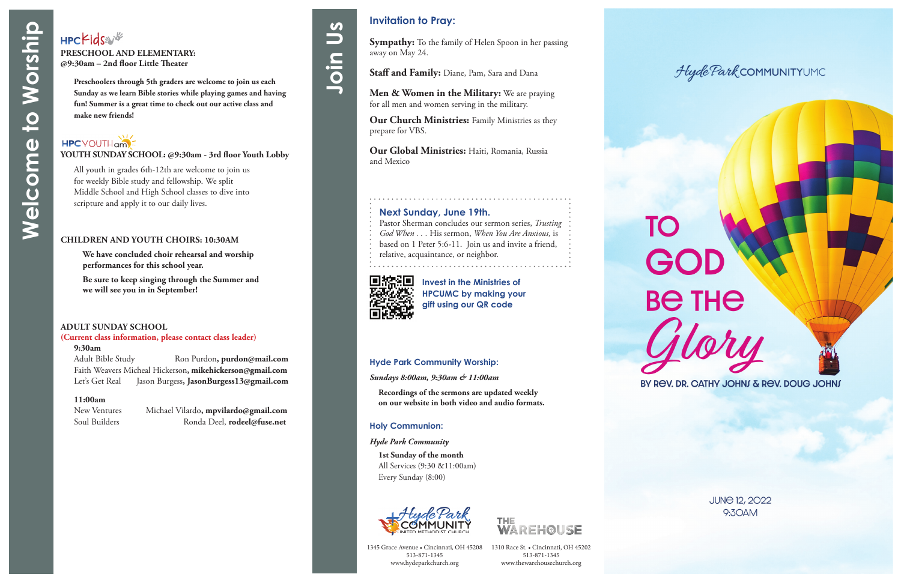# Welcome to Worship

## HPC Kids

**PRESCHOOL AND ELEMENTARY:**
**@9:30am – 2nd floor Little Theater**

**Preschoolers through 5th graders are welcome to join us each Sunday as we learn Bible stories while playing games and having fun! Summer is a great time to check out our active class and make new friends!**

## HPC YOUTH am

**YOUTH SUNDAY SCHOOL: @9:30am - 3rd floor Youth Lobby**

All youth in grades 6th-12th are welcome to join us for weekly Bible study and fellowship. We split Middle School and High School classes to dive into scripture and apply it to our daily lives.

**CHILDREN AND YOUTH CHOIRS: 10:30AM**

**We have concluded choir rehearsal and worship performances for this school year.**

**Be sure to keep singing through the Summer and we will see you in in September!**

**ADULT SUNDAY SCHOOL**
**(Current class information, please contact class leader)**

**9:30am**
Adult Bible Study — Ron Purdon**, purdon@mail.com**
Faith Weavers Micheal Hickerson**, mikehickerson@gmail.com**
Let's Get Real — Jason Burgess**, JasonBurgess13@gmail.com**

**11:00am**
New Ventures — Michael Vilardo**, mpvilardo@gmail.com**
Soul Builders — Ronda Deel, **rodeel@fuse.net**

# Join Us

## Invitation to Pray:

**Sympathy:** To the family of Helen Spoon in her passing away on May 24.

**Staff and Family:** Diane, Pam, Sara and Dana

**Men & Women in the Military:** We are praying for all men and women serving in the military.

**Our Church Ministries:** Family Ministries as they prepare for VBS.

**Our Global Ministries:** Haiti, Romania, Russia and Mexico

## Next Sunday, June 19th.

Pastor Sherman concludes our sermon series, *Trusting God When . . .* His sermon, *When You Are Anxious,* is based on 1 Peter 5:6-11. Join us and invite a friend, relative, acquaintance, or neighbor.

**Invest in the Ministries of HPCUMC by making your gift using our QR code**

## Hyde Park Community Worship:

*Sundays 8:00am, 9:30am & 11:00am*

**Recordings of the sermons are updated weekly on our website in both video and audio formats.**

## Holy Communion:

*Hyde Park Community*

**1st Sunday of the month**
All Services (9:30 &11:00am)
Every Sunday (8:00)

Hyde Park Community United Methodist Church
1345 Grace Avenue • Cincinnati, OH 45208
513-871-1345
www.hydeparkchurch.org

The Warehouse
1310 Race St. • Cincinnati, OH 45202
513-871-1345
www.thewarehousechurch.org

Hyde Park COMMUNITYUMC

# TO GOD BE THE *Glory*

BY REV. DR. CATHY JOHNS & REV. DOUG JOHNS

JUNE 12, 2022
9:30AM